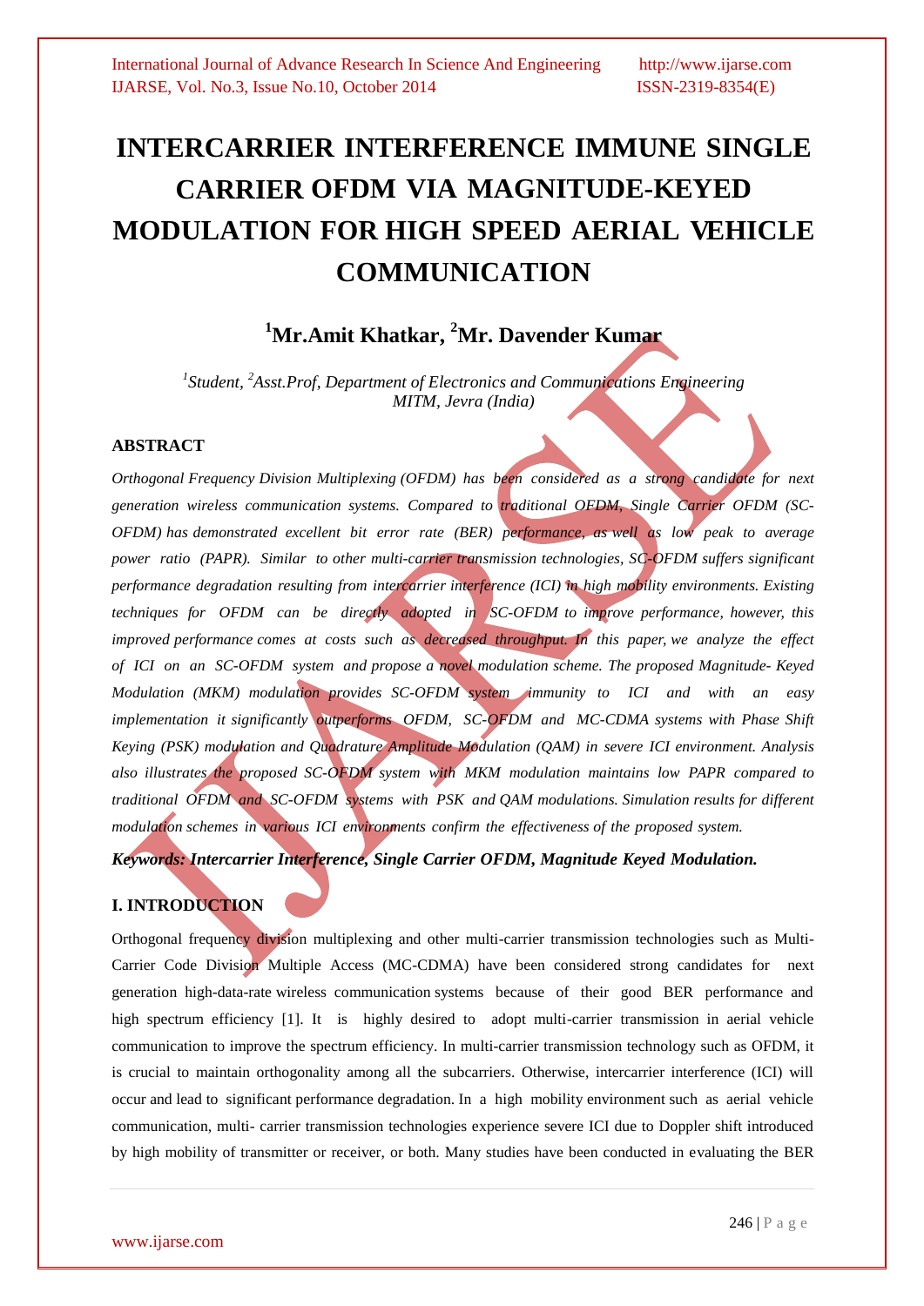# INTERCARRIER INTERFERENCE IMMUNE SINGLE CARRIER OFDM VIA MAGNITUDE-KEYED MODULATION FOR HIGH SPEED AERIAL VEHICLE COMMUNICATION

**[1]Mr.Amit Khatkar, [2]Mr. Davender Kumar**

*[1]Student, [2]Asst.Prof, Department of Electronics and Communications Engineering*
*MITM, Jevra (India)*

## ABSTRACT

*Orthogonal Frequency Division Multiplexing (OFDM) has been considered as a strong candidate for next generation wireless communication systems. Compared to traditional OFDM, Single Carrier OFDM (SC-OFDM) has demonstrated excellent bit error rate (BER) performance, as well as low peak to average power ratio (PAPR). Similar to other multi-carrier transmission technologies, SC-OFDM suffers significant performance degradation resulting from intercarrier interference (ICI) in high mobility environments. Existing techniques for OFDM can be directly adopted in SC-OFDM to improve performance, however, this improved performance comes at costs such as decreased throughput. In this paper, we analyze the effect of ICI on an SC-OFDM system and propose a novel modulation scheme. The proposed Magnitude- Keyed Modulation (MKM) modulation provides SC-OFDM system immunity to ICI and with an easy implementation it significantly outperforms OFDM, SC-OFDM and MC-CDMA systems with Phase Shift Keying (PSK) modulation and Quadrature Amplitude Modulation (QAM) in severe ICI environment. Analysis also illustrates the proposed SC-OFDM system with MKM modulation maintains low PAPR compared to traditional OFDM and SC-OFDM systems with PSK and QAM modulations. Simulation results for different modulation schemes in various ICI environments confirm the effectiveness of the proposed system.*

***Keywords: Intercarrier Interference, Single Carrier OFDM, Magnitude Keyed Modulation.***

## I. INTRODUCTION

Orthogonal frequency division multiplexing and other multi-carrier transmission technologies such as Multi-Carrier Code Division Multiple Access (MC-CDMA) have been considered strong candidates for next generation high-data-rate wireless communication systems because of their good BER performance and high spectrum efficiency [1]. It is highly desired to adopt multi-carrier transmission in aerial vehicle communication to improve the spectrum efficiency. In multi-carrier transmission technology such as OFDM, it is crucial to maintain orthogonality among all the subcarriers. Otherwise, intercarrier interference (ICI) will occur and lead to significant performance degradation. In a high mobility environment such as aerial vehicle communication, multi- carrier transmission technologies experience severe ICI due to Doppler shift introduced by high mobility of transmitter or receiver, or both. Many studies have been conducted in evaluating the BER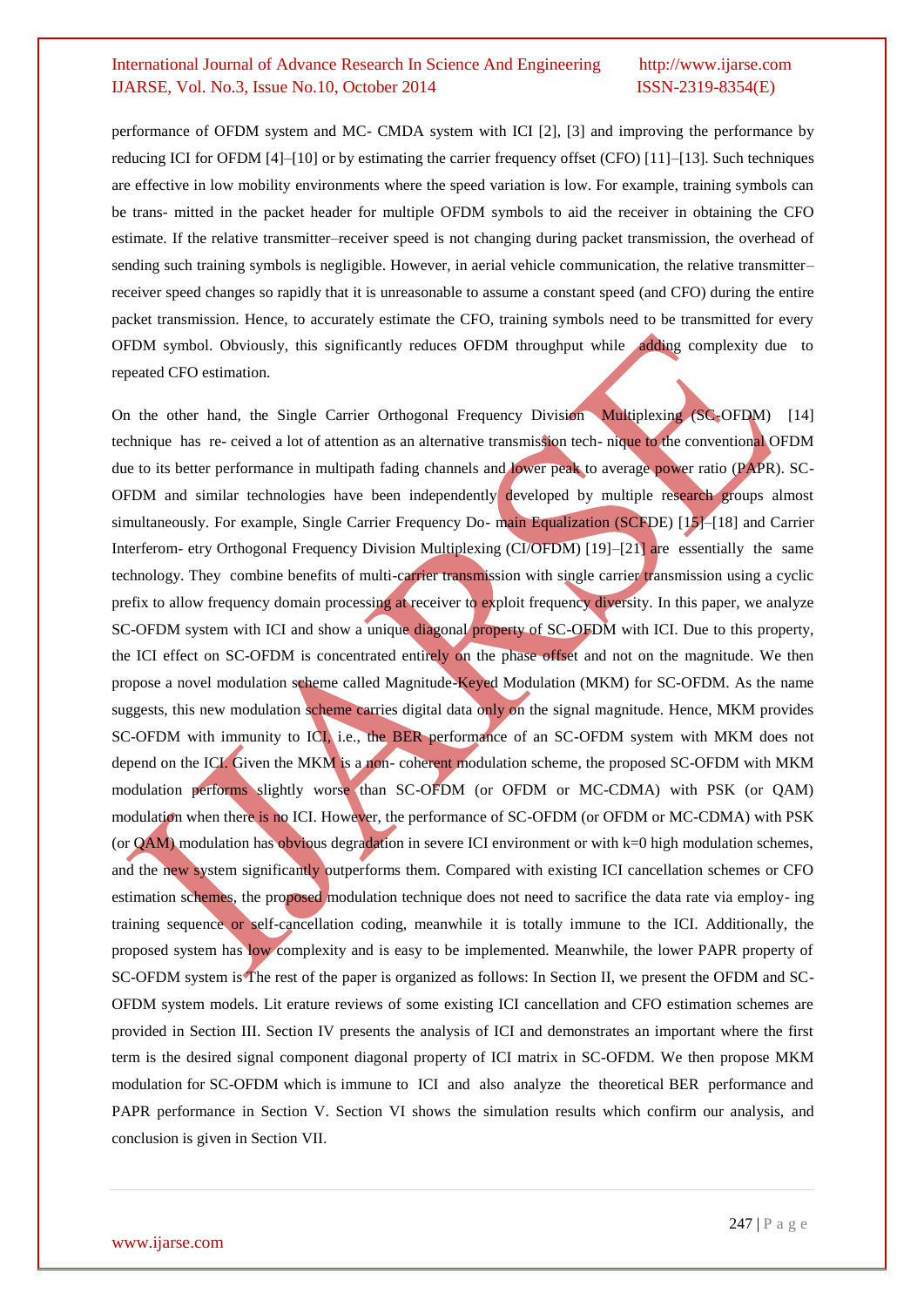performance of OFDM system and MC- CMDA system with ICI [2], [3] and improving the performance by reducing ICI for OFDM [4]–[10] or by estimating the carrier frequency offset (CFO) [11]–[13]. Such techniques are effective in low mobility environments where the speed variation is low. For example, training symbols can be trans- mitted in the packet header for multiple OFDM symbols to aid the receiver in obtaining the CFO estimate. If the relative transmitter–receiver speed is not changing during packet transmission, the overhead of sending such training symbols is negligible. However, in aerial vehicle communication, the relative transmitter–receiver speed changes so rapidly that it is unreasonable to assume a constant speed (and CFO) during the entire packet transmission. Hence, to accurately estimate the CFO, training symbols need to be transmitted for every OFDM symbol. Obviously, this significantly reduces OFDM throughput while adding complexity due to repeated CFO estimation.

On the other hand, the Single Carrier Orthogonal Frequency Division Multiplexing (SC-OFDM) [14] technique has re- ceived a lot of attention as an alternative transmission tech- nique to the conventional OFDM due to its better performance in multipath fading channels and lower peak to average power ratio (PAPR). SC-OFDM and similar technologies have been independently developed by multiple research groups almost simultaneously. For example, Single Carrier Frequency Do- main Equalization (SCFDE) [15]–[18] and Carrier Interferom- etry Orthogonal Frequency Division Multiplexing (CI/OFDM) [19]–[21] are essentially the same technology. They combine benefits of multi-carrier transmission with single carrier transmission using a cyclic prefix to allow frequency domain processing at receiver to exploit frequency diversity. In this paper, we analyze SC-OFDM system with ICI and show a unique diagonal property of SC-OFDM with ICI. Due to this property, the ICI effect on SC-OFDM is concentrated entirely on the phase offset and not on the magnitude. We then propose a novel modulation scheme called Magnitude-Keyed Modulation (MKM) for SC-OFDM. As the name suggests, this new modulation scheme carries digital data only on the signal magnitude. Hence, MKM provides SC-OFDM with immunity to ICI, i.e., the BER performance of an SC-OFDM system with MKM does not depend on the ICI. Given the MKM is a non- coherent modulation scheme, the proposed SC-OFDM with MKM modulation performs slightly worse than SC-OFDM (or OFDM or MC-CDMA) with PSK (or QAM) modulation when there is no ICI. However, the performance of SC-OFDM (or OFDM or MC-CDMA) with PSK (or QAM) modulation has obvious degradation in severe ICI environment or with k=0 high modulation schemes, and the new system significantly outperforms them. Compared with existing ICI cancellation schemes or CFO estimation schemes, the proposed modulation technique does not need to sacrifice the data rate via employ- ing training sequence or self-cancellation coding, meanwhile it is totally immune to the ICI. Additionally, the proposed system has low complexity and is easy to be implemented. Meanwhile, the lower PAPR property of SC-OFDM system is The rest of the paper is organized as follows: In Section II, we present the OFDM and SC-OFDM system models. Lit erature reviews of some existing ICI cancellation and CFO estimation schemes are provided in Section III. Section IV presents the analysis of ICI and demonstrates an important where the first term is the desired signal component diagonal property of ICI matrix in SC-OFDM. We then propose MKM modulation for SC-OFDM which is immune to ICI and also analyze the theoretical BER performance and PAPR performance in Section V. Section VI shows the simulation results which confirm our analysis, and conclusion is given in Section VII.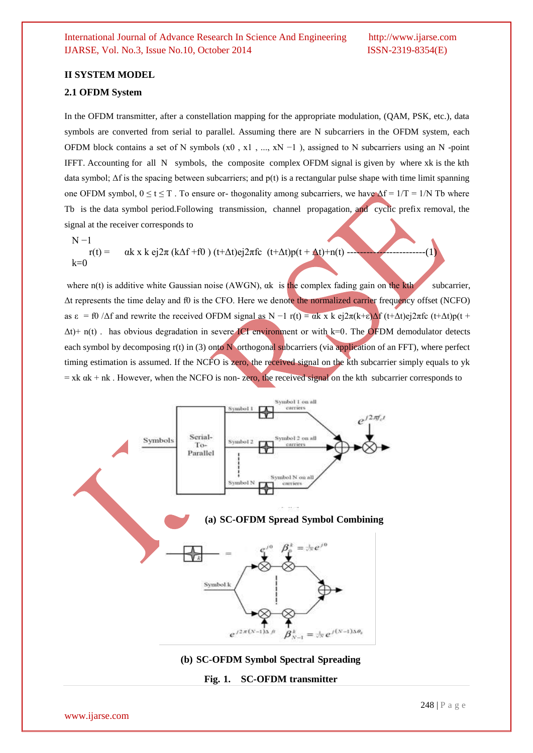## II SYSTEM MODEL

### 2.1 OFDM System

In the OFDM transmitter, after a constellation mapping for the appropriate modulation, (QAM, PSK, etc.), data symbols are converted from serial to parallel. Assuming there are N subcarriers in the OFDM system, each OFDM block contains a set of N symbols ($x_0$ , $x_1$ , ..., $x_{N-1}$ ), assigned to N subcarriers using an N -point IFFT. Accounting for all N symbols, the composite complex OFDM signal is given by where $x_k$ is the kth data symbol; $\Delta f$ is the spacing between subcarriers; and p(t) is a rectangular pulse shape with time limit spanning one OFDM symbol, $0 \leq t \leq T$ . To ensure or- thogonality among subcarriers, we have $\Delta f = 1/T = 1/N\ T_b$ where $T_b$ is the data symbol period.Following transmission, channel propagation, and cyclic prefix removal, the signal at the receiver corresponds to

$$r(t) = \sum_{k=0}^{N-1} \alpha_k x_k e^{j2\pi(k\Delta f + f_0)(t+\Delta t)} e^{j2\pi f_c (t+\Delta t)} p(t+\Delta t) + n(t) \text{ ------------------------(1)}$$

where n(t) is additive white Gaussian noise (AWGN), $\alpha_k$ is the complex fading gain on the kth subcarrier, $\Delta t$ represents the time delay and $f_0$ is the CFO. Here we denote the normalized carrier frequency offset (NCFO) as $\varepsilon = f_0/\Delta f$ and rewrite the received OFDM signal as $r(t) = \sum_{k=0}^{N-1} \alpha_k x_k e^{j2\pi(k+\varepsilon)\Delta f (t+\Delta t)} e^{j2\pi f_c (t+\Delta t)} p(t+\Delta t) + n(t)$ . has obvious degradation in severe ICI environment or with k=0. The OFDM demodulator detects each symbol by decomposing r(t) in (3) onto N orthogonal subcarriers (via application of an FFT), where perfect timing estimation is assumed. If the NCFO is zero, the received signal on the kth subcarrier simply equals to $y_k = x_k \alpha_k + n_k$ . However, when the NCFO is non- zero, the received signal on the kth subcarrier corresponds to

**(a) SC-OFDM Spread Symbol Combining**

**(b) SC-OFDM Symbol Spectral Spreading**

**Fig. 1. SC-OFDM transmitter**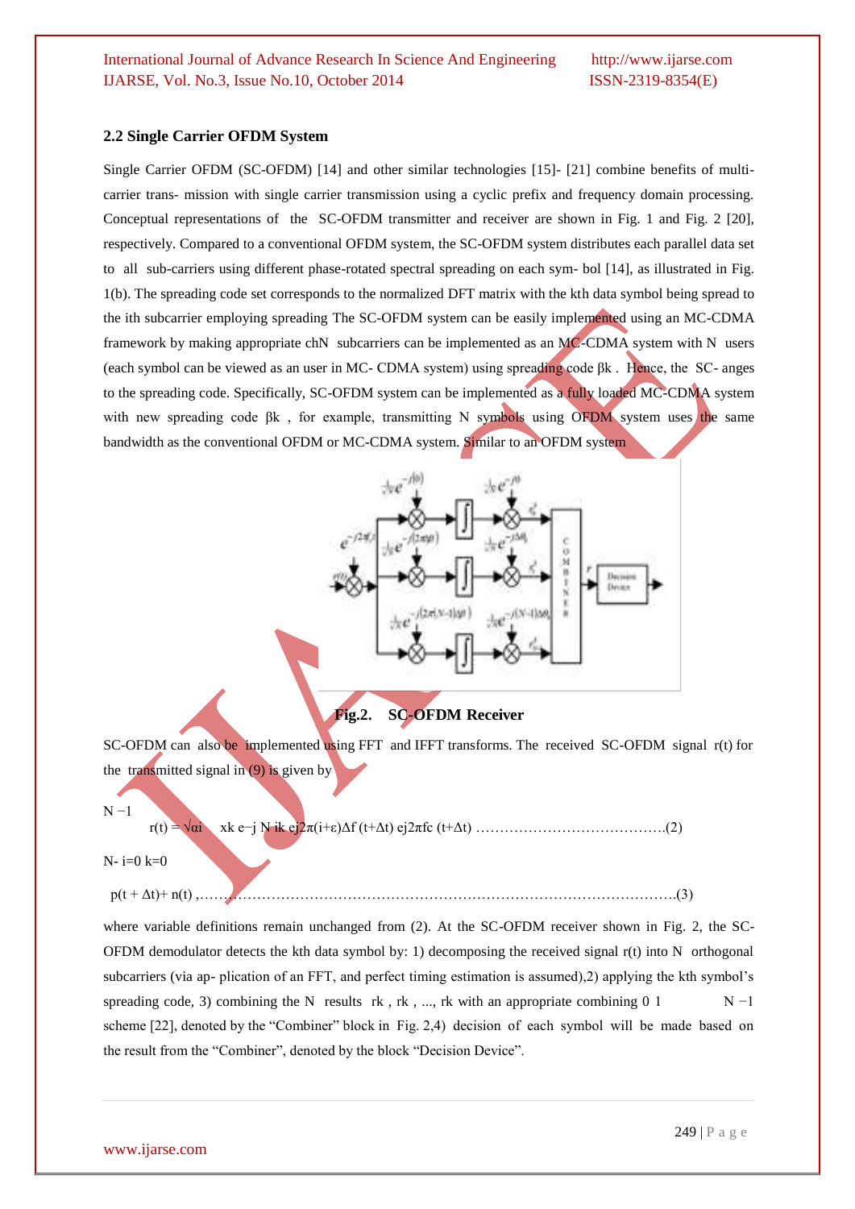### 2.2 Single Carrier OFDM System

Single Carrier OFDM (SC-OFDM) [14] and other similar technologies [15]- [21] combine benefits of multi-carrier trans- mission with single carrier transmission using a cyclic prefix and frequency domain processing. Conceptual representations of the SC-OFDM transmitter and receiver are shown in Fig. 1 and Fig. 2 [20], respectively. Compared to a conventional OFDM system, the SC-OFDM system distributes each parallel data set to all sub-carriers using different phase-rotated spectral spreading on each sym- bol [14], as illustrated in Fig. 1(b). The spreading code set corresponds to the normalized DFT matrix with the kth data symbol being spread to the ith subcarrier employing spreading The SC-OFDM system can be easily implemented using an MC-CDMA framework by making appropriate chN subcarriers can be implemented as an MC-CDMA system with N users (each symbol can be viewed as an user in MC- CDMA system) using spreading code βk . Hence, the SC- anges to the spreading code. Specifically, SC-OFDM system can be implemented as a fully loaded MC-CDMA system with new spreading code βk , for example, transmitting N symbols using OFDM system uses the same bandwidth as the conventional OFDM or MC-CDMA system. Similar to an OFDM system

**Fig.2. SC-OFDM Receiver**

SC-OFDM can also be implemented using FFT and IFFT transforms. The received SC-OFDM signal r(t) for the transmitted signal in (9) is given by

N −1

r(t) = √αi xk e−j N ik ej2π(i+ε)∆f (t+∆t) ej2πfc (t+∆t) ………………………………….(2)

N- i=0 k=0

p(t + ∆t)+ n(t) ,……………………………………………………………………………………….(3)

where variable definitions remain unchanged from (2). At the SC-OFDM receiver shown in Fig. 2, the SC-OFDM demodulator detects the kth data symbol by: 1) decomposing the received signal r(t) into N orthogonal subcarriers (via ap- plication of an FFT, and perfect timing estimation is assumed),2) applying the kth symbol's spreading code, 3) combining the N results rk , rk , ..., rk with an appropriate combining 0 1 N −1 scheme [22], denoted by the "Combiner" block in Fig. 2,4) decision of each symbol will be made based on the result from the "Combiner", denoted by the block "Decision Device".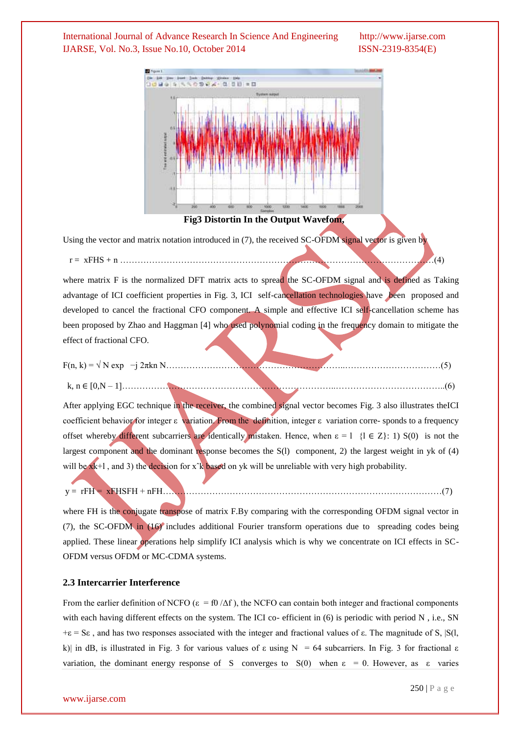**Fig3 Distortin In the Output Wavefom,**

Using the vector and matrix notation introduced in (7), the received SC-OFDM signal vector is given by

$r = xFHS + n$ ……………………………………………………………………………………………………(4)

where matrix F is the normalized DFT matrix acts to spread the SC-OFDM signal and is defined as Taking advantage of ICI coefficient properties in Fig. 3, ICI self-cancellation technologies have been proposed and developed to cancel the fractional CFO component. A simple and effective ICI self-cancellation scheme has been proposed by Zhao and Haggman [4] who used polynomial coding in the frequency domain to mitigate the effect of fractional CFO.

$F(n, k) = \sqrt{N} \exp \; -j\, 2\pi kn\, N$……………………………………………………...……………………………(5)

$k, n \in [0, N - 1]$…………………………………………………………………...………………………………..(6)

After applying EGC technique in the receiver, the combined signal vector becomes Fig. 3 also illustrates theICI coefficient behavior for integer $\varepsilon$ variation. From the definition, integer $\varepsilon$ variation corre- sponds to a frequency offset whereby different subcarriers are identically mistaken. Hence, when $\varepsilon = l \;\; \{l \in Z\}$: 1) $S(0)$ is not the largest component and the dominant response becomes the $S(l)$ component, 2) the largest weight in $y_k$ of (4) will be $x_{k+l}$ , and 3) the decision for $\hat{x}_k$ based on $y_k$ will be unreliable with very high probability.

$y = rF^H = xF^HSF^H + nF^H$………………………………………………………………………………………(7)

where $F^H$ is the conjugate transpose of matrix F.By comparing with the corresponding OFDM signal vector in (7), the SC-OFDM in (16) includes additional Fourier transform operations due to spreading codes being applied. These linear operations help simplify ICI analysis which is why we concentrate on ICI effects in SC-OFDM versus OFDM or MC-CDMA systems.

### 2.3 Intercarrier Interference

From the earlier definition of NCFO ($\varepsilon = f_0 / \Delta f$ ), the NCFO can contain both integer and fractional components with each having different effects on the system. The ICI co- efficient in (6) is periodic with period N , i.e., $S_{N+\varepsilon} = S_\varepsilon$ , and has two responses associated with the integer and fractional values of $\varepsilon$. The magnitude of S, $|S(l, k)|$ in dB, is illustrated in Fig. 3 for various values of $\varepsilon$ using $N = 64$ subcarriers. In Fig. 3 for fractional $\varepsilon$ variation, the dominant energy response of S converges to $S(0)$ when $\varepsilon = 0$. However, as $\varepsilon$ varies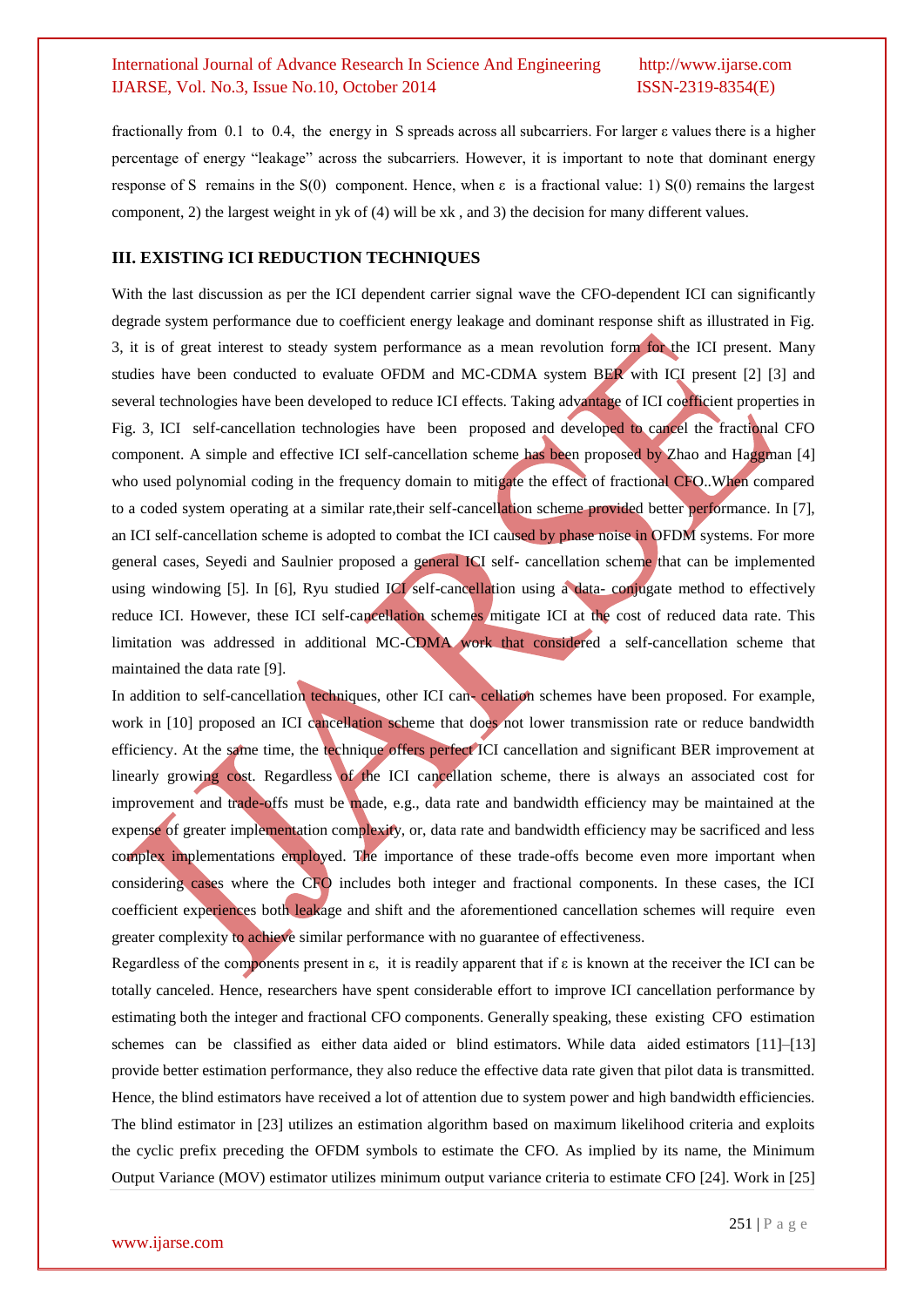fractionally from 0.1 to 0.4, the energy in S spreads across all subcarriers. For larger ε values there is a higher percentage of energy "leakage" across the subcarriers. However, it is important to note that dominant energy response of S remains in the S(0) component. Hence, when ε is a fractional value: 1) S(0) remains the largest component, 2) the largest weight in $y_k$ of (4) will be $x_k$ , and 3) the decision for many different values.

## III. EXISTING ICI REDUCTION TECHNIQUES

With the last discussion as per the ICI dependent carrier signal wave the CFO-dependent ICI can significantly degrade system performance due to coefficient energy leakage and dominant response shift as illustrated in Fig. 3, it is of great interest to steady system performance as a mean revolution form for the ICI present. Many studies have been conducted to evaluate OFDM and MC-CDMA system BER with ICI present [2] [3] and several technologies have been developed to reduce ICI effects. Taking advantage of ICI coefficient properties in Fig. 3, ICI self-cancellation technologies have been proposed and developed to cancel the fractional CFO component. A simple and effective ICI self-cancellation scheme has been proposed by Zhao and Haggman [4] who used polynomial coding in the frequency domain to mitigate the effect of fractional CFO..When compared to a coded system operating at a similar rate,their self-cancellation scheme provided better performance. In [7], an ICI self-cancellation scheme is adopted to combat the ICI caused by phase noise in OFDM systems. For more general cases, Seyedi and Saulnier proposed a general ICI self- cancellation scheme that can be implemented using windowing [5]. In [6], Ryu studied ICI self-cancellation using a data- conjugate method to effectively reduce ICI. However, these ICI self-cancellation schemes mitigate ICI at the cost of reduced data rate. This limitation was addressed in additional MC-CDMA work that considered a self-cancellation scheme that maintained the data rate [9].

In addition to self-cancellation techniques, other ICI can- cellation schemes have been proposed. For example, work in [10] proposed an ICI cancellation scheme that does not lower transmission rate or reduce bandwidth efficiency. At the same time, the technique offers perfect ICI cancellation and significant BER improvement at linearly growing cost. Regardless of the ICI cancellation scheme, there is always an associated cost for improvement and trade-offs must be made, e.g., data rate and bandwidth efficiency may be maintained at the expense of greater implementation complexity, or, data rate and bandwidth efficiency may be sacrificed and less complex implementations employed. The importance of these trade-offs become even more important when considering cases where the CFO includes both integer and fractional components. In these cases, the ICI coefficient experiences both leakage and shift and the aforementioned cancellation schemes will require even greater complexity to achieve similar performance with no guarantee of effectiveness.

Regardless of the components present in ε, it is readily apparent that if ε is known at the receiver the ICI can be totally canceled. Hence, researchers have spent considerable effort to improve ICI cancellation performance by estimating both the integer and fractional CFO components. Generally speaking, these existing CFO estimation schemes can be classified as either data aided or blind estimators. While data aided estimators [11]–[13] provide better estimation performance, they also reduce the effective data rate given that pilot data is transmitted. Hence, the blind estimators have received a lot of attention due to system power and high bandwidth efficiencies. The blind estimator in [23] utilizes an estimation algorithm based on maximum likelihood criteria and exploits the cyclic prefix preceding the OFDM symbols to estimate the CFO. As implied by its name, the Minimum Output Variance (MOV) estimator utilizes minimum output variance criteria to estimate CFO [24]. Work in [25]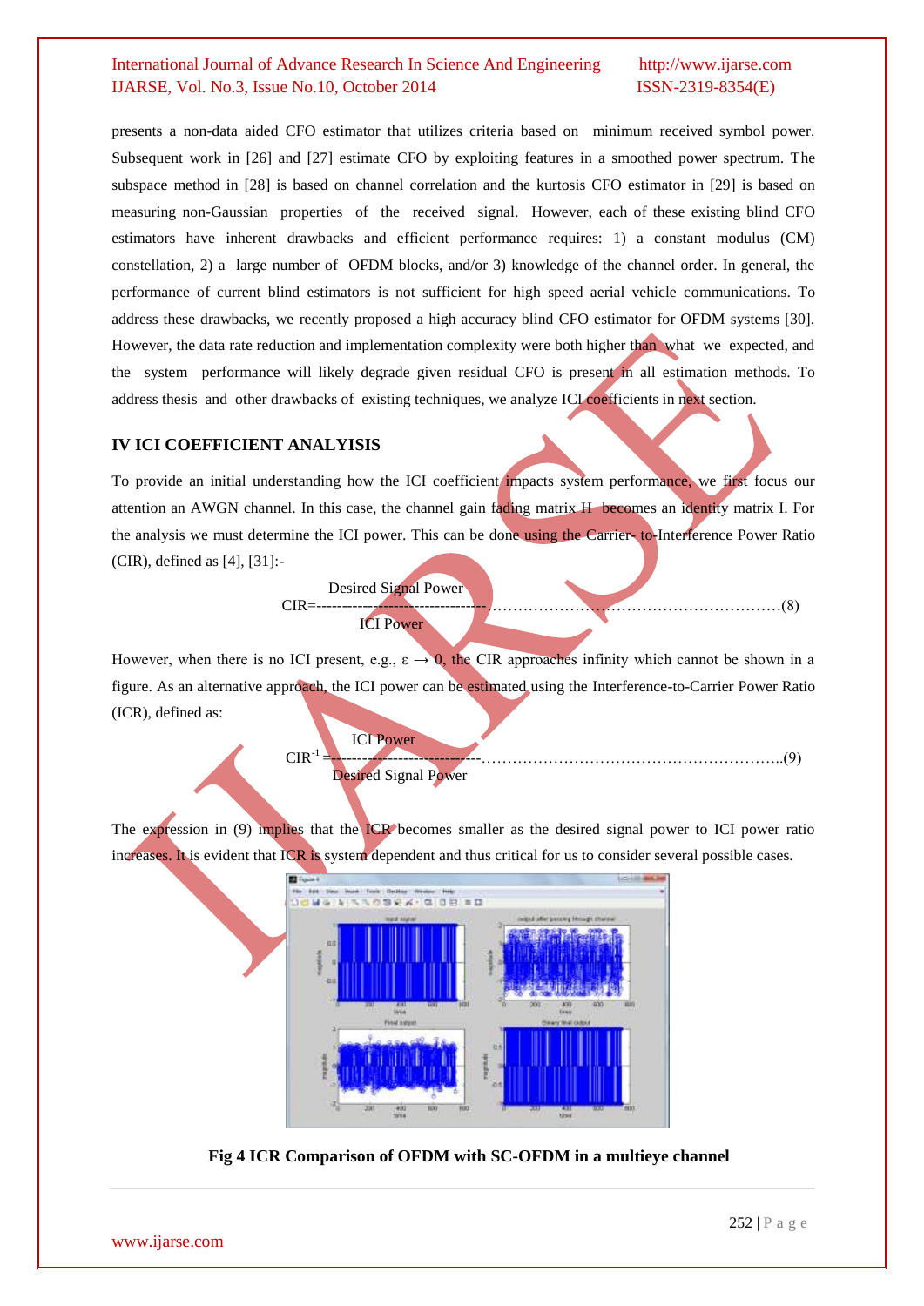presents a non-data aided CFO estimator that utilizes criteria based on minimum received symbol power. Subsequent work in [26] and [27] estimate CFO by exploiting features in a smoothed power spectrum. The subspace method in [28] is based on channel correlation and the kurtosis CFO estimator in [29] is based on measuring non-Gaussian properties of the received signal. However, each of these existing blind CFO estimators have inherent drawbacks and efficient performance requires: 1) a constant modulus (CM) constellation, 2) a large number of OFDM blocks, and/or 3) knowledge of the channel order. In general, the performance of current blind estimators is not sufficient for high speed aerial vehicle communications. To address these drawbacks, we recently proposed a high accuracy blind CFO estimator for OFDM systems [30]. However, the data rate reduction and implementation complexity were both higher than what we expected, and the system performance will likely degrade given residual CFO is present in all estimation methods. To address thesis and other drawbacks of existing techniques, we analyze ICI coefficients in next section.

## IV ICI COEFFICIENT ANALYISIS

To provide an initial understanding how the ICI coefficient impacts system performance, we first focus our attention an AWGN channel. In this case, the channel gain fading matrix H becomes an identity matrix I. For the analysis we must determine the ICI power. This can be done using the Carrier- to-Interference Power Ratio (CIR), defined as [4], [31]:-

$$CIR = \frac{\text{Desired Signal Power}}{\text{ICI Power}} \quad (8)$$

However, when there is no ICI present, e.g., $\varepsilon \rightarrow 0$, the CIR approaches infinity which cannot be shown in a figure. As an alternative approach, the ICI power can be estimated using the Interference-to-Carrier Power Ratio (ICR), defined as:

$$CIR^{-1} = \frac{\text{ICI Power}}{\text{Desired Signal Power}} \quad (9)$$

The expression in (9) implies that the ICR becomes smaller as the desired signal power to ICI power ratio increases. It is evident that ICR is system dependent and thus critical for us to consider several possible cases.

**Fig 4 ICR Comparison of OFDM with SC-OFDM in a multieye channel**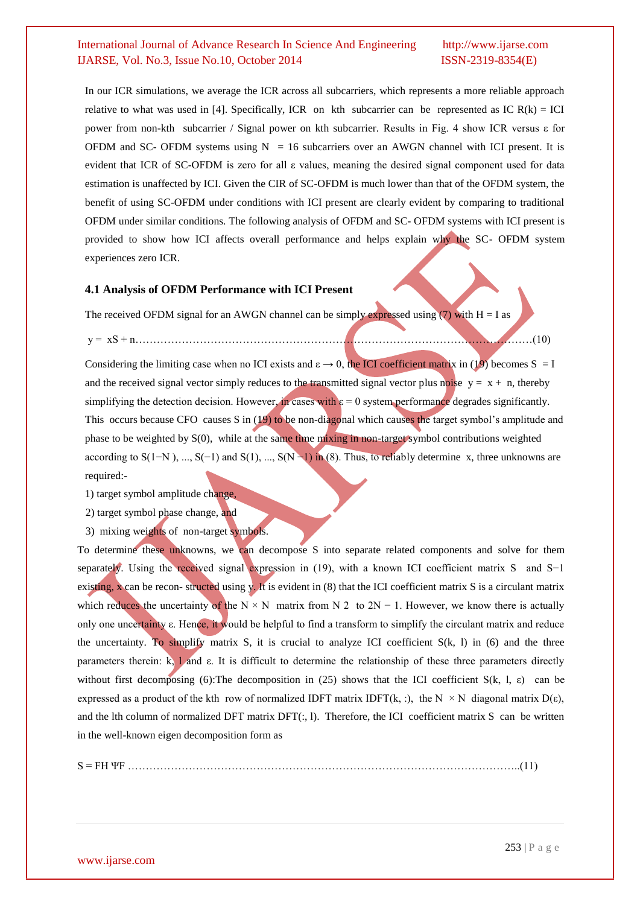In our ICR simulations, we average the ICR across all subcarriers, which represents a more reliable approach relative to what was used in [4]. Specifically, ICR on kth subcarrier can be represented as IC R(k) = ICI power from non-kth subcarrier / Signal power on kth subcarrier. Results in Fig. 4 show ICR versus $\varepsilon$ for OFDM and SC- OFDM systems using N = 16 subcarriers over an AWGN channel with ICI present. It is evident that ICR of SC-OFDM is zero for all $\varepsilon$ values, meaning the desired signal component used for data estimation is unaffected by ICI. Given the CIR of SC-OFDM is much lower than that of the OFDM system, the benefit of using SC-OFDM under conditions with ICI present are clearly evident by comparing to traditional OFDM under similar conditions. The following analysis of OFDM and SC- OFDM systems with ICI present is provided to show how ICI affects overall performance and helps explain why the SC- OFDM system experiences zero ICR.

### 4.1 Analysis of OFDM Performance with ICI Present

The received OFDM signal for an AWGN channel can be simply expressed using (7) with H = I as

$$y = xS + n \quad \text{……(10)}$$

Considering the limiting case when no ICI exists and $\varepsilon \rightarrow 0$, the ICI coefficient matrix in (19) becomes S = I and the received signal vector simply reduces to the transmitted signal vector plus noise $y = x + n$, thereby simplifying the detection decision. However, in cases with $\varepsilon = 0$ system performance degrades significantly. This occurs because CFO causes S in (19) to be non-diagonal which causes the target symbol's amplitude and phase to be weighted by S(0), while at the same time mixing in non-target symbol contributions weighted according to S(1−N ), ..., S(−1) and S(1), ..., S(N −1) in (8). Thus, to reliably determine x, three unknowns are required:-

1) target symbol amplitude change,
2) target symbol phase change, and
3) mixing weights of non-target symbols.

To determine these unknowns, we can decompose S into separate related components and solve for them separately. Using the received signal expression in (19), with a known ICI coefficient matrix S and $S^{-1}$ existing, x can be recon- structed using y. It is evident in (8) that the ICI coefficient matrix S is a circulant matrix which reduces the uncertainty of the $N \times N$ matrix from $N^2$ to $2N - 1$. However, we know there is actually only one uncertainty $\varepsilon$. Hence, it would be helpful to find a transform to simplify the circulant matrix and reduce the uncertainty. To simplify matrix S, it is crucial to analyze ICI coefficient S(k, l) in (6) and the three parameters therein: k, l and $\varepsilon$. It is difficult to determine the relationship of these three parameters directly without first decomposing (6):The decomposition in (25) shows that the ICI coefficient $S(k, l, \varepsilon)$ can be expressed as a product of the kth row of normalized IDFT matrix IDFT(k, :), the $N \times N$ diagonal matrix $D(\varepsilon)$, and the lth column of normalized DFT matrix DFT(:, l). Therefore, the ICI coefficient matrix S can be written in the well-known eigen decomposition form as

$$S = F^H \Psi F \quad \text{……(11)}$$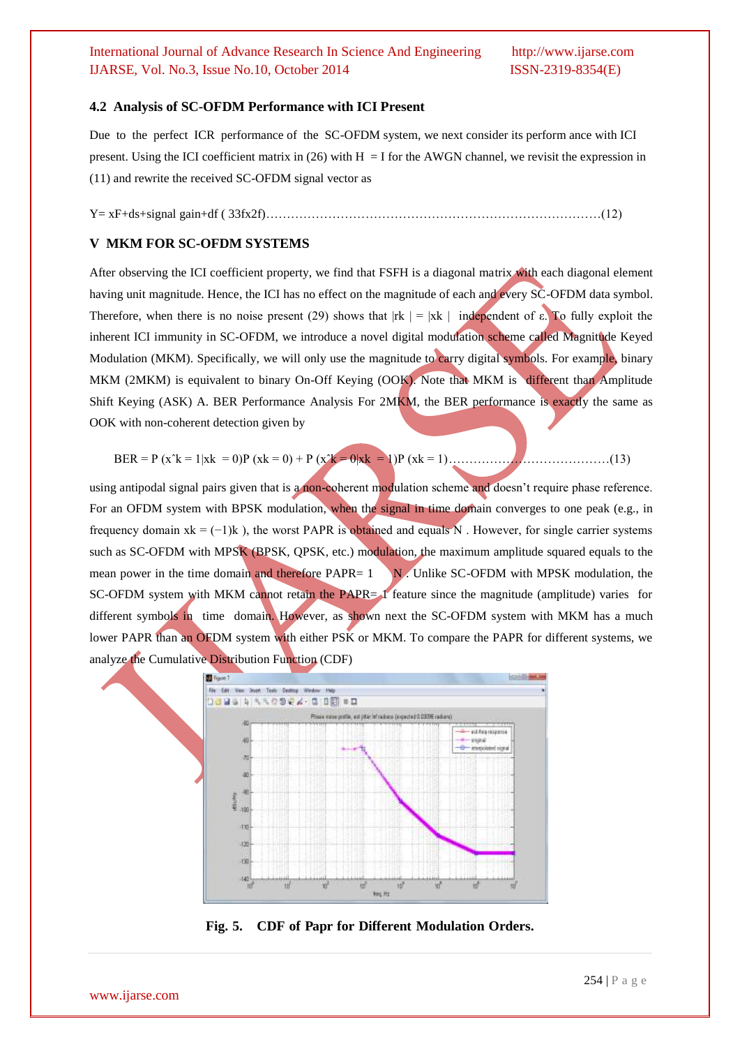### 4.2 Analysis of SC-OFDM Performance with ICI Present

Due to the perfect ICR performance of the SC-OFDM system, we next consider its perform ance with ICI present. Using the ICI coefficient matrix in (26) with H = I for the AWGN channel, we revisit the expression in (11) and rewrite the received SC-OFDM signal vector as

Y= xF+ds+signal gain+df ( 33fx2f)……………………………………………………………………(12)

## V MKM FOR SC-OFDM SYSTEMS

After observing the ICI coefficient property, we find that FSFH is a diagonal matrix with each diagonal element having unit magnitude. Hence, the ICI has no effect on the magnitude of each and every SC-OFDM data symbol. Therefore, when there is no noise present (29) shows that $|r_k| = |x_k|$ independent of ε. To fully exploit the inherent ICI immunity in SC-OFDM, we introduce a novel digital modulation scheme called Magnitude Keyed Modulation (MKM). Specifically, we will only use the magnitude to carry digital symbols. For example, binary MKM (2MKM) is equivalent to binary On-Off Keying (OOK). Note that MKM is different than Amplitude Shift Keying (ASK) A. BER Performance Analysis For 2MKM, the BER performance is exactly the same as OOK with non-coherent detection given by

$$BER = P(\hat{x}_k = 1|x_k = 0)P(x_k = 0) + P(\hat{x}_k = 0|x_k = 1)P(x_k = 1) \quad (13)$$

using antipodal signal pairs given that is a non-coherent modulation scheme and doesn't require phase reference. For an OFDM system with BPSK modulation, when the signal in time domain converges to one peak (e.g., in frequency domain $x_k = (-1)^k$ ), the worst PAPR is obtained and equals N . However, for single carrier systems such as SC-OFDM with MPSK (BPSK, QPSK, etc.) modulation, the maximum amplitude squared equals to the mean power in the time domain and therefore PAPR= 1 N . Unlike SC-OFDM with MPSK modulation, the SC-OFDM system with MKM cannot retain the PAPR= 1 feature since the magnitude (amplitude) varies for different symbols in time domain. However, as shown next the SC-OFDM system with MKM has a much lower PAPR than an OFDM system with either PSK or MKM. To compare the PAPR for different systems, we analyze the Cumulative Distribution Function (CDF)

**Fig. 5. CDF of Papr for Different Modulation Orders.**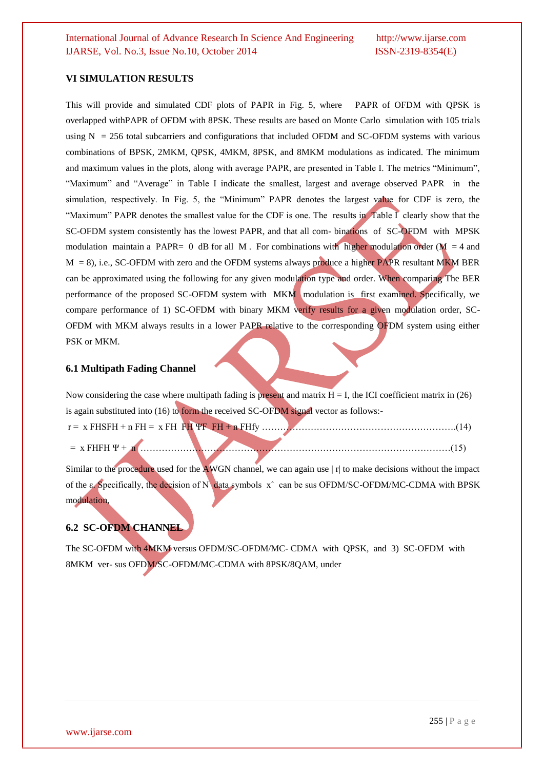## VI SIMULATION RESULTS

This will provide and simulated CDF plots of PAPR in Fig. 5, where PAPR of OFDM with QPSK is overlapped withPAPR of OFDM with 8PSK. These results are based on Monte Carlo simulation with 105 trials using N = 256 total subcarriers and configurations that included OFDM and SC-OFDM systems with various combinations of BPSK, 2MKM, QPSK, 4MKM, 8PSK, and 8MKM modulations as indicated. The minimum and maximum values in the plots, along with average PAPR, are presented in Table I. The metrics "Minimum", "Maximum" and "Average" in Table I indicate the smallest, largest and average observed PAPR in the simulation, respectively. In Fig. 5, the "Minimum" PAPR denotes the largest value for CDF is zero, the "Maximum" PAPR denotes the smallest value for the CDF is one. The results in Table I clearly show that the SC-OFDM system consistently has the lowest PAPR, and that all com- binations of SC-OFDM with MPSK modulation maintain a PAPR= 0 dB for all M . For combinations with higher modulation order (M = 4 and M = 8), i.e., SC-OFDM with zero and the OFDM systems always produce a higher PAPR resultant MKM BER can be approximated using the following for any given modulation type and order. When comparing The BER performance of the proposed SC-OFDM system with MKM modulation is first examined. Specifically, we compare performance of 1) SC-OFDM with binary MKM verify results for a given modulation order, SC-OFDM with MKM always results in a lower PAPR relative to the corresponding OFDM system using either PSK or MKM.

### 6.1 Multipath Fading Channel

Now considering the case where multipath fading is present and matrix H = I, the ICI coefficient matrix in (26) is again substituted into (16) to form the received SC-OFDM signal vector as follows:-

r = x FHSFH + n FH = x FH FH ΨF FH + n FHfy ……………………………………………………….(14)

= x FHFH Ψ + n ……………………………………………………………………………………………(15)

Similar to the procedure used for the AWGN channel, we can again use | r| to make decisions without the impact of the ε. Specifically, the decision of N data symbols xˆ can be sus OFDM/SC-OFDM/MC-CDMA with BPSK modulation,

### 6.2 SC-OFDM CHANNEL

The SC-OFDM with 4MKM versus OFDM/SC-OFDM/MC- CDMA with QPSK, and 3) SC-OFDM with 8MKM ver- sus OFDM/SC-OFDM/MC-CDMA with 8PSK/8QAM, under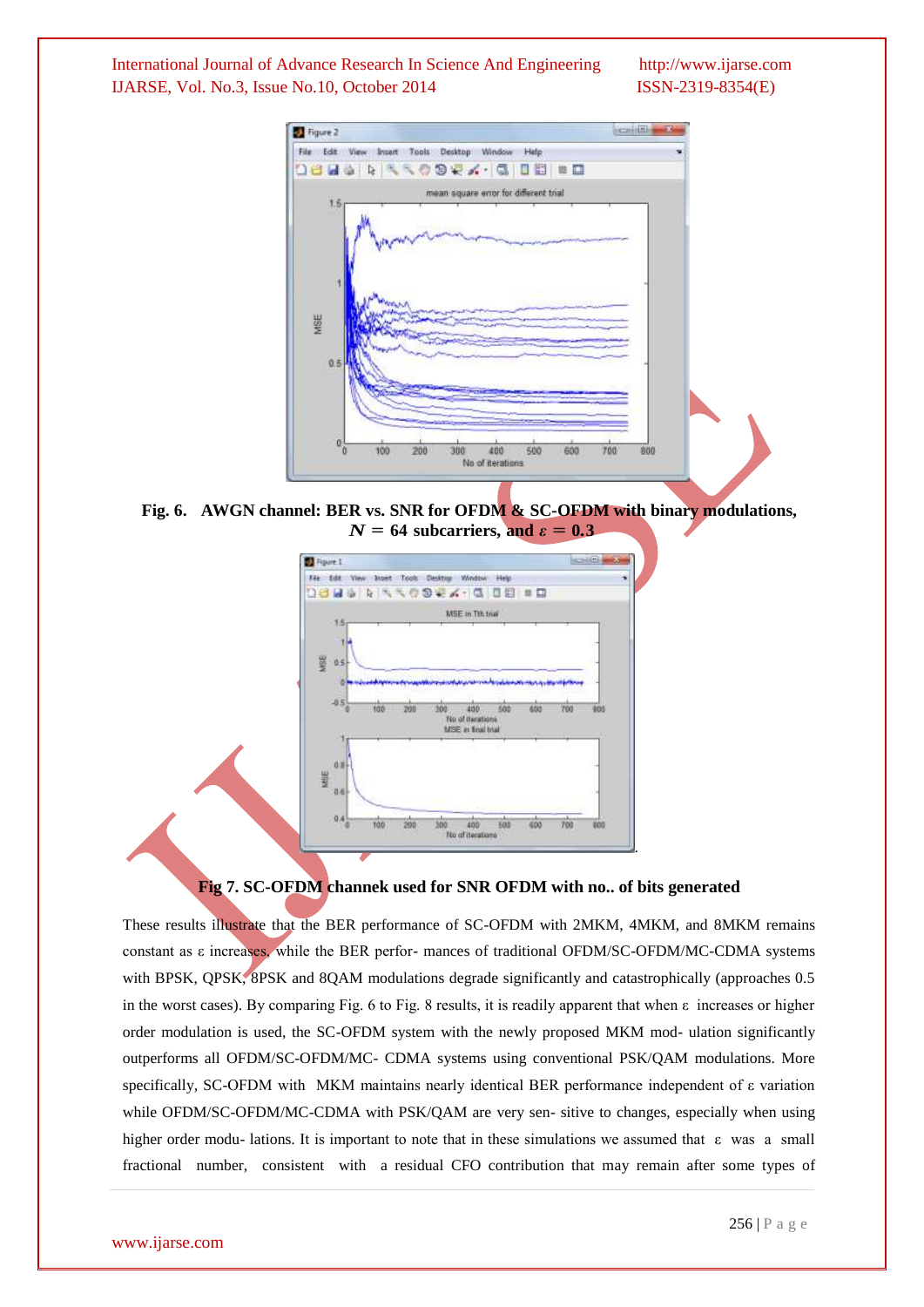**Fig. 6. AWGN channel: BER vs. SNR for OFDM & SC-OFDM with binary modulations, $N = 64$ subcarriers, and $\varepsilon = 0.3$**

**Fig 7. SC-OFDM channek used for SNR OFDM with no.. of bits generated**

These results illustrate that the BER performance of SC-OFDM with 2MKM, 4MKM, and 8MKM remains constant as ε increases, while the BER perfor- mances of traditional OFDM/SC-OFDM/MC-CDMA systems with BPSK, QPSK, 8PSK and 8QAM modulations degrade significantly and catastrophically (approaches 0.5 in the worst cases). By comparing Fig. 6 to Fig. 8 results, it is readily apparent that when ε increases or higher order modulation is used, the SC-OFDM system with the newly proposed MKM mod- ulation significantly outperforms all OFDM/SC-OFDM/MC- CDMA systems using conventional PSK/QAM modulations. More specifically, SC-OFDM with MKM maintains nearly identical BER performance independent of ε variation while OFDM/SC-OFDM/MC-CDMA with PSK/QAM are very sen- sitive to changes, especially when using higher order modu- lations. It is important to note that in these simulations we assumed that ε was a small fractional number, consistent with a residual CFO contribution that may remain after some types of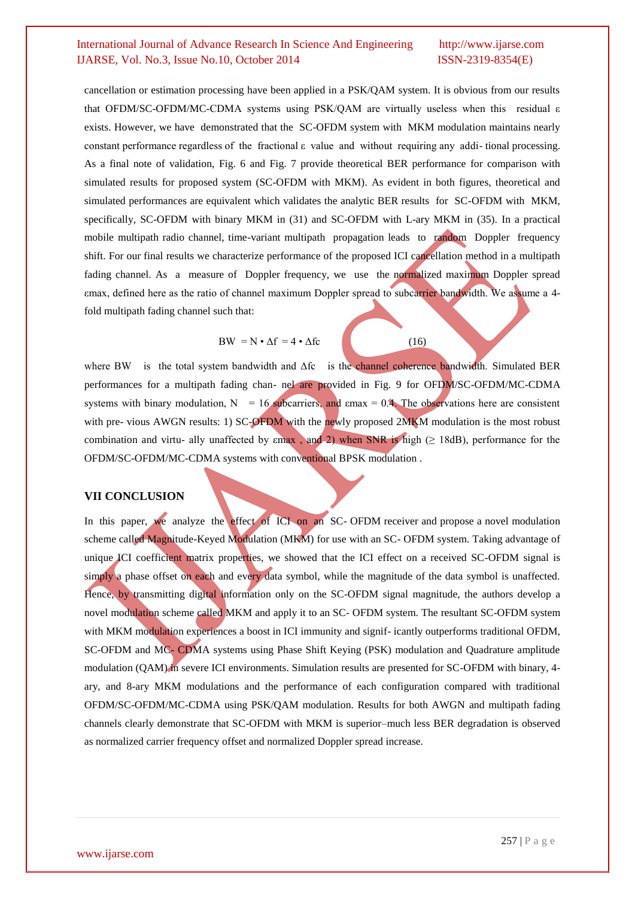cancellation or estimation processing have been applied in a PSK/QAM system. It is obvious from our results that OFDM/SC-OFDM/MC-CDMA systems using PSK/QAM are virtually useless when this residual $\varepsilon$ exists. However, we have demonstrated that the SC-OFDM system with MKM modulation maintains nearly constant performance regardless of the fractional $\varepsilon$ value and without requiring any addi- tional processing. As a final note of validation, Fig. 6 and Fig. 7 provide theoretical BER performance for comparison with simulated results for proposed system (SC-OFDM with MKM). As evident in both figures, theoretical and simulated performances are equivalent which validates the analytic BER results for SC-OFDM with MKM, specifically, SC-OFDM with binary MKM in (31) and SC-OFDM with L-ary MKM in (35). In a practical mobile multipath radio channel, time-variant multipath propagation leads to random Doppler frequency shift. For our final results we characterize performance of the proposed ICI cancellation method in a multipath fading channel. As a measure of Doppler frequency, we use the normalized maximum Doppler spread $\varepsilon_{max}$, defined here as the ratio of channel maximum Doppler spread to subcarrier bandwidth. We assume a 4-fold multipath fading channel such that:

$$BW = N \cdot \Delta f = 4 \cdot \Delta fc \qquad (16)$$

where BW is the total system bandwidth and $\Delta fc$ is the channel coherence bandwidth. Simulated BER performances for a multipath fading chan- nel are provided in Fig. 9 for OFDM/SC-OFDM/MC-CDMA systems with binary modulation, $N = 16$ subcarriers, and $\varepsilon_{max} = 0.4$. The observations here are consistent with pre- vious AWGN results: 1) SC-OFDM with the newly proposed 2MKM modulation is the most robust combination and virtu- ally unaffected by $\varepsilon_{max}$ , and 2) when SNR is high ($\geq$ 18dB), performance for the OFDM/SC-OFDM/MC-CDMA systems with conventional BPSK modulation .

## VII CONCLUSION

In this paper, we analyze the effect of ICI on an SC- OFDM receiver and propose a novel modulation scheme called Magnitude-Keyed Modulation (MKM) for use with an SC- OFDM system. Taking advantage of unique ICI coefficient matrix properties, we showed that the ICI effect on a received SC-OFDM signal is simply a phase offset on each and every data symbol, while the magnitude of the data symbol is unaffected. Hence, by transmitting digital information only on the SC-OFDM signal magnitude, the authors develop a novel modulation scheme called MKM and apply it to an SC- OFDM system. The resultant SC-OFDM system with MKM modulation experiences a boost in ICI immunity and signif- icantly outperforms traditional OFDM, SC-OFDM and MC- CDMA systems using Phase Shift Keying (PSK) modulation and Quadrature amplitude modulation (QAM) in severe ICI environments. Simulation results are presented for SC-OFDM with binary, 4-ary, and 8-ary MKM modulations and the performance of each configuration compared with traditional OFDM/SC-OFDM/MC-CDMA using PSK/QAM modulation. Results for both AWGN and multipath fading channels clearly demonstrate that SC-OFDM with MKM is superior–much less BER degradation is observed as normalized carrier frequency offset and normalized Doppler spread increase.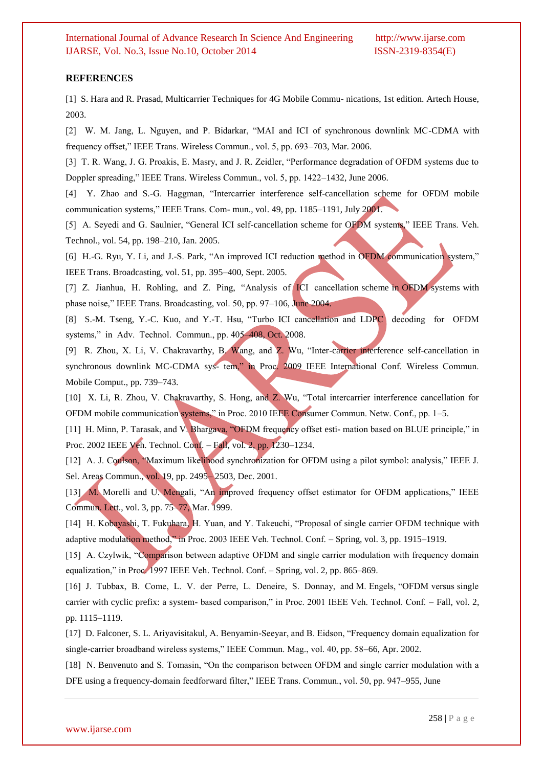**REFERENCES**

[1] S. Hara and R. Prasad, Multicarrier Techniques for 4G Mobile Commu- nications, 1st edition. Artech House, 2003.

[2] W. M. Jang, L. Nguyen, and P. Bidarkar, "MAI and ICI of synchronous downlink MC-CDMA with frequency offset," IEEE Trans. Wireless Commun., vol. 5, pp. 693–703, Mar. 2006.

[3] T. R. Wang, J. G. Proakis, E. Masry, and J. R. Zeidler, "Performance degradation of OFDM systems due to Doppler spreading," IEEE Trans. Wireless Commun., vol. 5, pp. 1422–1432, June 2006.

[4] Y. Zhao and S.-G. Haggman, "Intercarrier interference self-cancellation scheme for OFDM mobile communication systems," IEEE Trans. Com- mun., vol. 49, pp. 1185–1191, July 2001.

[5] A. Seyedi and G. Saulnier, "General ICI self-cancellation scheme for OFDM systems," IEEE Trans. Veh. Technol., vol. 54, pp. 198–210, Jan. 2005.

[6] H.-G. Ryu, Y. Li, and J.-S. Park, "An improved ICI reduction method in OFDM communication system," IEEE Trans. Broadcasting, vol. 51, pp. 395–400, Sept. 2005.

[7] Z. Jianhua, H. Rohling, and Z. Ping, "Analysis of ICI cancellation scheme in OFDM systems with phase noise," IEEE Trans. Broadcasting, vol. 50, pp. 97–106, June 2004.

[8] S.-M. Tseng, Y.-C. Kuo, and Y.-T. Hsu, "Turbo ICI cancellation and LDPC decoding for OFDM systems," in Adv. Technol. Commun., pp. 405–408, Oct. 2008.

[9] R. Zhou, X. Li, V. Chakravarthy, B. Wang, and Z. Wu, "Inter-carrier interference self-cancellation in synchronous downlink MC-CDMA sys- tem," in Proc. 2009 IEEE International Conf. Wireless Commun. Mobile Comput., pp. 739–743.

[10] X. Li, R. Zhou, V. Chakravarthy, S. Hong, and Z. Wu, "Total intercarrier interference cancellation for OFDM mobile communication systems," in Proc. 2010 IEEE Consumer Commun. Netw. Conf., pp. 1–5.

[11] H. Minn, P. Tarasak, and V. Bhargava, "OFDM frequency offset esti- mation based on BLUE principle," in Proc. 2002 IEEE Veh. Technol. Conf. – Fall, vol. 2, pp. 1230–1234.

[12] A. J. Coulson, "Maximum likelihood synchronization for OFDM using a pilot symbol: analysis," IEEE J. Sel. Areas Commun., vol. 19, pp. 2495– 2503, Dec. 2001.

[13] M. Morelli and U. Mengali, "An improved frequency offset estimator for OFDM applications," IEEE Commun. Lett., vol. 3, pp. 75–77, Mar. 1999.

[14] H. Kobayashi, T. Fukuhara, H. Yuan, and Y. Takeuchi, "Proposal of single carrier OFDM technique with adaptive modulation method," in Proc. 2003 IEEE Veh. Technol. Conf. – Spring, vol. 3, pp. 1915–1919.

[15] A. Czylwik, "Comparison between adaptive OFDM and single carrier modulation with frequency domain equalization," in Proc. 1997 IEEE Veh. Technol. Conf. – Spring, vol. 2, pp. 865–869.

[16] J. Tubbax, B. Come, L. V. der Perre, L. Deneire, S. Donnay, and M. Engels, "OFDM versus single carrier with cyclic prefix: a system- based comparison," in Proc. 2001 IEEE Veh. Technol. Conf. – Fall, vol. 2, pp. 1115–1119.

[17] D. Falconer, S. L. Ariyavisitakul, A. Benyamin-Seeyar, and B. Eidson, "Frequency domain equalization for single-carrier broadband wireless systems," IEEE Commun. Mag., vol. 40, pp. 58–66, Apr. 2002.

[18] N. Benvenuto and S. Tomasin, "On the comparison between OFDM and single carrier modulation with a DFE using a frequency-domain feedforward filter," IEEE Trans. Commun., vol. 50, pp. 947–955, June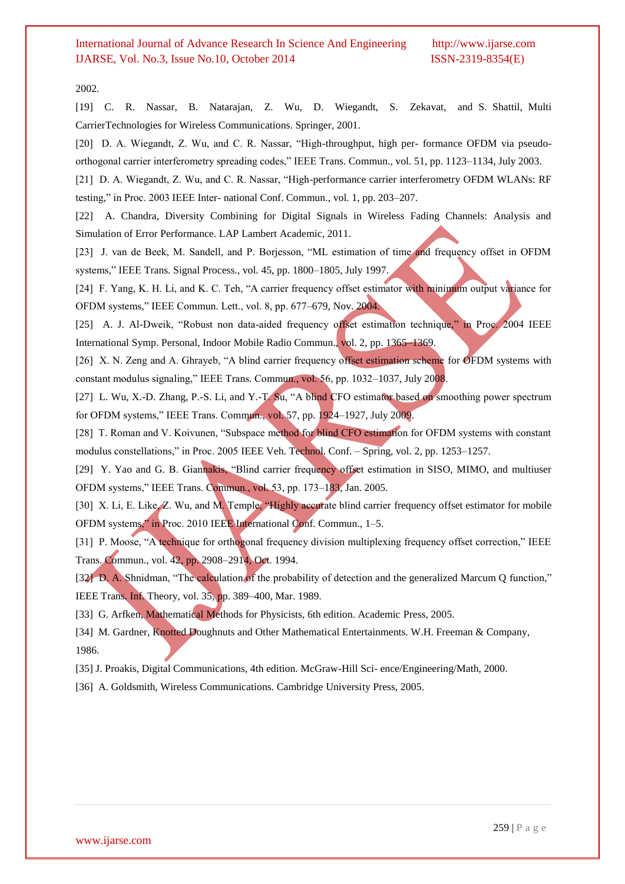2002.

[19] C. R. Nassar, B. Natarajan, Z. Wu, D. Wiegandt, S. Zekavat, and S. Shattil, Multi CarrierTechnologies for Wireless Communications. Springer, 2001.

[20] D. A. Wiegandt, Z. Wu, and C. R. Nassar, "High-throughput, high per- formance OFDM via pseudo-orthogonal carrier interferometry spreading codes," IEEE Trans. Commun., vol. 51, pp. 1123–1134, July 2003.

[21] D. A. Wiegandt, Z. Wu, and C. R. Nassar, "High-performance carrier interferometry OFDM WLANs: RF testing," in Proc. 2003 IEEE Inter- national Conf. Commun., vol. 1, pp. 203–207.

[22] A. Chandra, Diversity Combining for Digital Signals in Wireless Fading Channels: Analysis and Simulation of Error Performance. LAP Lambert Academic, 2011.

[23] J. van de Beek, M. Sandell, and P. Borjesson, "ML estimation of time and frequency offset in OFDM systems," IEEE Trans. Signal Process., vol. 45, pp. 1800–1805, July 1997.

[24] F. Yang, K. H. Li, and K. C. Teh, "A carrier frequency offset estimator with minimum output variance for OFDM systems," IEEE Commun. Lett., vol. 8, pp. 677–679, Nov. 2004.

[25] A. J. Al-Dweik, "Robust non data-aided frequency offset estimation technique," in Proc. 2004 IEEE International Symp. Personal, Indoor Mobile Radio Commun., vol. 2, pp. 1365–1369.

[26] X. N. Zeng and A. Ghrayeb, "A blind carrier frequency offset estimation scheme for OFDM systems with constant modulus signaling," IEEE Trans. Commun., vol. 56, pp. 1032–1037, July 2008.

[27] L. Wu, X.-D. Zhang, P.-S. Li, and Y.-T. Su, "A blind CFO estimator based on smoothing power spectrum for OFDM systems," IEEE Trans. Commun., vol. 57, pp. 1924–1927, July 2009.

[28] T. Roman and V. Koivunen, "Subspace method for blind CFO estimation for OFDM systems with constant modulus constellations," in Proc. 2005 IEEE Veh. Technol. Conf. – Spring, vol. 2, pp. 1253–1257.

[29] Y. Yao and G. B. Giannakis, "Blind carrier frequency offset estimation in SISO, MIMO, and multiuser OFDM systems," IEEE Trans. Commun., vol. 53, pp. 173–183, Jan. 2005.

[30] X. Li, E. Like, Z. Wu, and M. Temple, "Highly accurate blind carrier frequency offset estimator for mobile OFDM systems," in Proc. 2010 IEEE International Conf. Commun., 1–5.

[31] P. Moose, "A technique for orthogonal frequency division multiplexing frequency offset correction," IEEE Trans. Commun., vol. 42, pp. 2908–2914, Oct. 1994.

[32] D. A. Shnidman, "The calculation of the probability of detection and the generalized Marcum Q function," IEEE Trans. Inf. Theory, vol. 35, pp. 389–400, Mar. 1989.

[33] G. Arfken, Mathematical Methods for Physicists, 6th edition. Academic Press, 2005.

[34] M. Gardner, Knotted Doughnuts and Other Mathematical Entertainments. W.H. Freeman & Company, 1986.

[35] J. Proakis, Digital Communications, 4th edition. McGraw-Hill Sci- ence/Engineering/Math, 2000.

[36] A. Goldsmith, Wireless Communications. Cambridge University Press, 2005.